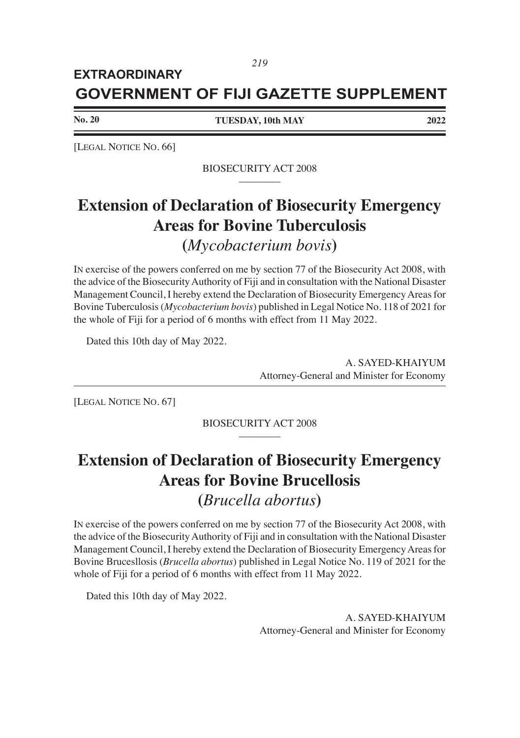# EXTRAORDINARY

# GOVERNMENT OF FIJI GAZETTE SUPPLEMENT

**No. 20** **TUESDAY, 10th MAY** **2022**

---

[LEGAL NOTICE NO. 66]

BIOSECURITY ACT 2008

## Extension of Declaration of Biosecurity Emergency Areas for Bovine Tuberculosis

## (*Mycobacterium bovis*)

IN exercise of the powers conferred on me by section 77 of the Biosecurity Act 2008, with the advice of the Biosecurity Authority of Fiji and in consultation with the National Disaster Management Council, I hereby extend the Declaration of Biosecurity Emergency Areas for Bovine Tuberculosis (*Mycobacterium bovis*) published in Legal Notice No. 118 of 2021 for the whole of Fiji for a period of 6 months with effect from 11 May 2022.

Dated this 10th day of May 2022.

A. SAYED-KHAIYUM
Attorney-General and Minister for Economy

---

[LEGAL NOTICE NO. 67]

BIOSECURITY ACT 2008

## Extension of Declaration of Biosecurity Emergency Areas for Bovine Brucellosis

## (*Brucella abortus*)

IN exercise of the powers conferred on me by section 77 of the Biosecurity Act 2008, with the advice of the Biosecurity Authority of Fiji and in consultation with the National Disaster Management Council, I hereby extend the Declaration of Biosecurity Emergency Areas for Bovine Brucesllosis (*Brucella abortus*) published in Legal Notice No. 119 of 2021 for the whole of Fiji for a period of 6 months with effect from 11 May 2022.

Dated this 10th day of May 2022.

A. SAYED-KHAIYUM
Attorney-General and Minister for Economy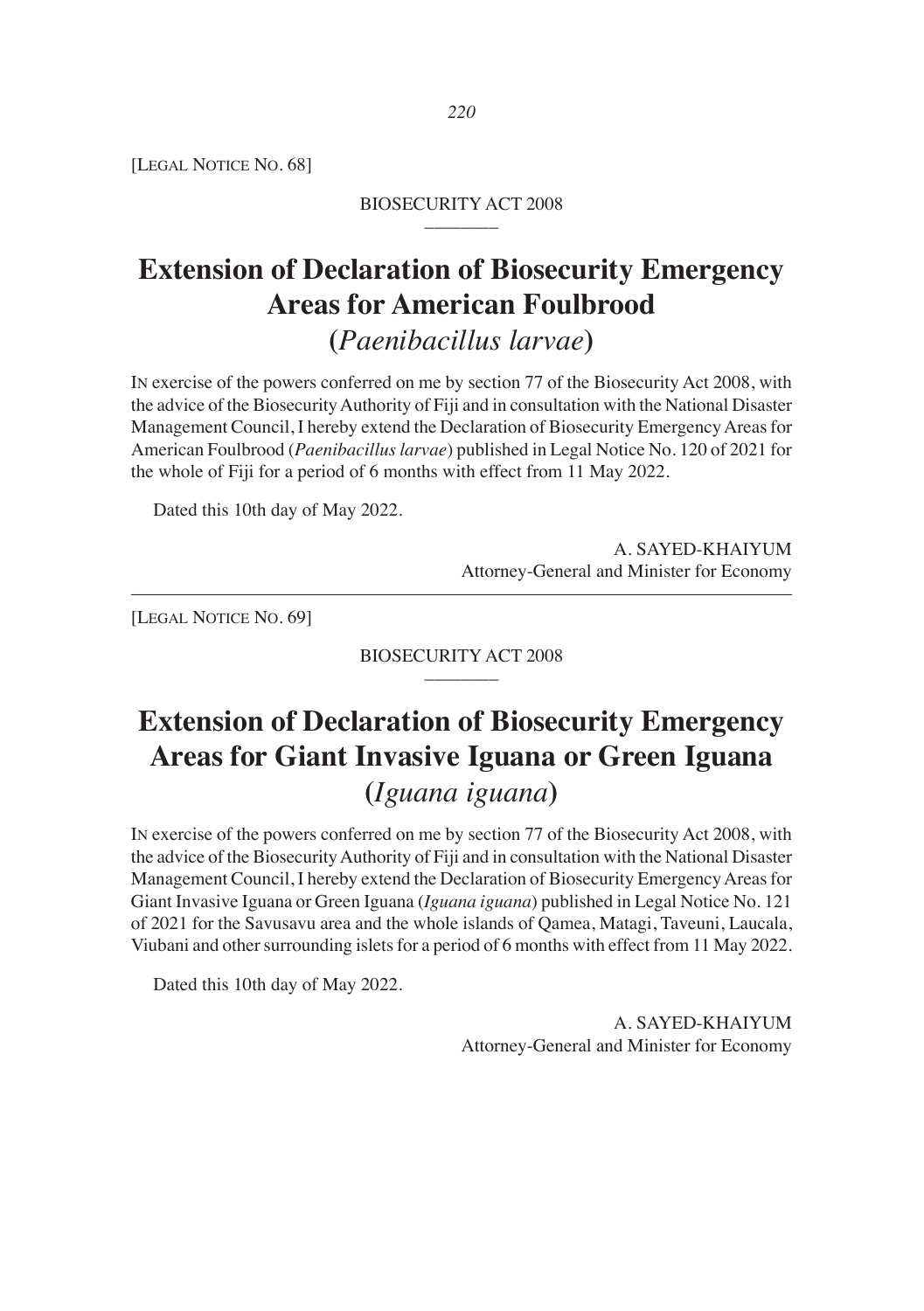[LEGAL NOTICE NO. 68]

BIOSECURITY ACT 2008

# Extension of Declaration of Biosecurity Emergency Areas for American Foulbrood (*Paenibacillus larvae*)

IN exercise of the powers conferred on me by section 77 of the Biosecurity Act 2008, with the advice of the Biosecurity Authority of Fiji and in consultation with the National Disaster Management Council, I hereby extend the Declaration of Biosecurity Emergency Areas for American Foulbrood (*Paenibacillus larvae*) published in Legal Notice No. 120 of 2021 for the whole of Fiji for a period of 6 months with effect from 11 May 2022.

Dated this 10th day of May 2022.

A. SAYED-KHAIYUM
Attorney-General and Minister for Economy

---

[LEGAL NOTICE NO. 69]

BIOSECURITY ACT 2008

# Extension of Declaration of Biosecurity Emergency Areas for Giant Invasive Iguana or Green Iguana (*Iguana iguana*)

IN exercise of the powers conferred on me by section 77 of the Biosecurity Act 2008, with the advice of the Biosecurity Authority of Fiji and in consultation with the National Disaster Management Council, I hereby extend the Declaration of Biosecurity Emergency Areas for Giant Invasive Iguana or Green Iguana (*Iguana iguana*) published in Legal Notice No. 121 of 2021 for the Savusavu area and the whole islands of Qamea, Matagi, Taveuni, Laucala, Viubani and other surrounding islets for a period of 6 months with effect from 11 May 2022.

Dated this 10th day of May 2022.

A. SAYED-KHAIYUM
Attorney-General and Minister for Economy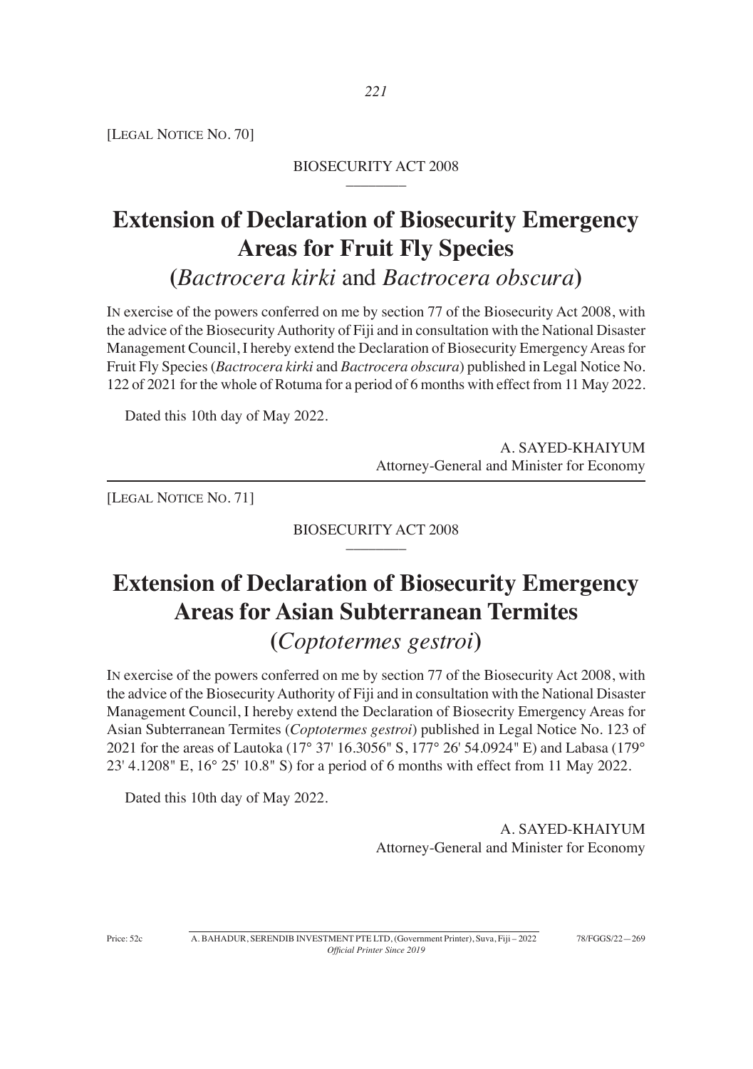[Legal Notice No. 70]

BIOSECURITY ACT 2008

# Extension of Declaration of Biosecurity Emergency Areas for Fruit Fly Species

## (*Bactrocera kirki* and *Bactrocera obscura*)

In exercise of the powers conferred on me by section 77 of the Biosecurity Act 2008, with the advice of the Biosecurity Authority of Fiji and in consultation with the National Disaster Management Council, I hereby extend the Declaration of Biosecurity Emergency Areas for Fruit Fly Species (*Bactrocera kirki* and *Bactrocera obscura*) published in Legal Notice No. 122 of 2021 for the whole of Rotuma for a period of 6 months with effect from 11 May 2022.

Dated this 10th day of May 2022.

A. SAYED-KHAIYUM
Attorney-General and Minister for Economy

---

[Legal Notice No. 71]

BIOSECURITY ACT 2008

# Extension of Declaration of Biosecurity Emergency Areas for Asian Subterranean Termites

## (*Coptotermes gestroi*)

In exercise of the powers conferred on me by section 77 of the Biosecurity Act 2008, with the advice of the Biosecurity Authority of Fiji and in consultation with the National Disaster Management Council, I hereby extend the Declaration of Biosecrity Emergency Areas for Asian Subterranean Termites (*Coptotermes gestroi*) published in Legal Notice No. 123 of 2021 for the areas of Lautoka (17° 37' 16.3056" S, 177° 26' 54.0924" E) and Labasa (179° 23' 4.1208" E, 16° 25' 10.8" S) for a period of 6 months with effect from 11 May 2022.

Dated this 10th day of May 2022.

A. SAYED-KHAIYUM
Attorney-General and Minister for Economy

Price: 52c — A. BAHADUR, SERENDIB INVESTMENT PTE LTD, (Government Printer), Suva, Fiji – 2022 — 78/FGGS/22—269
*Official Printer Since 2019*